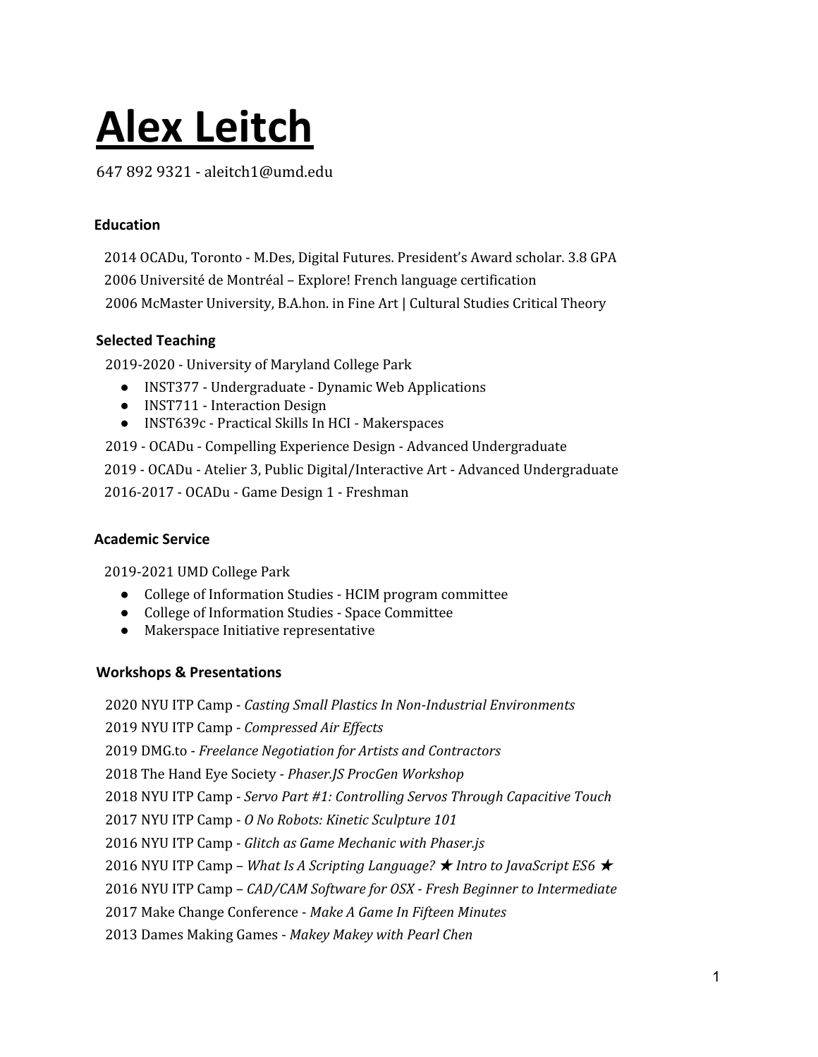# Alex Leitch

647 892 9321 - aleitch1@umd.edu

### Education

2014 OCADu, Toronto - M.Des, Digital Futures. President's Award scholar. 3.8 GPA

2006 Université de Montréal – Explore! French language certification

2006 McMaster University, B.A.hon. in Fine Art | Cultural Studies Critical Theory

### Selected Teaching

2019-2020 - University of Maryland College Park

- INST377 - Undergraduate - Dynamic Web Applications
- INST711 - Interaction Design
- INST639c - Practical Skills In HCI - Makerspaces

2019 - OCADu - Compelling Experience Design - Advanced Undergraduate

2019 - OCADu - Atelier 3, Public Digital/Interactive Art - Advanced Undergraduate

2016-2017 - OCADu - Game Design 1 - Freshman

### Academic Service

2019-2021 UMD College Park

- College of Information Studies - HCIM program committee
- College of Information Studies - Space Committee
- Makerspace Initiative representative

### Workshops & Presentations

2020 NYU ITP Camp - *Casting Small Plastics In Non-Industrial Environments*

2019 NYU ITP Camp - *Compressed Air Effects*

2019 DMG.to - *Freelance Negotiation for Artists and Contractors*

2018 The Hand Eye Society - *Phaser.JS ProcGen Workshop*

2018 NYU ITP Camp - *Servo Part #1: Controlling Servos Through Capacitive Touch*

2017 NYU ITP Camp - *O No Robots: Kinetic Sculpture 101*

2016 NYU ITP Camp - *Glitch as Game Mechanic with Phaser.js*

2016 NYU ITP Camp – *What Is A Scripting Language? ★ Intro to JavaScript ES6 ★*

2016 NYU ITP Camp – *CAD/CAM Software for OSX - Fresh Beginner to Intermediate*

2017 Make Change Conference - *Make A Game In Fifteen Minutes*

2013 Dames Making Games - *Makey Makey with Pearl Chen*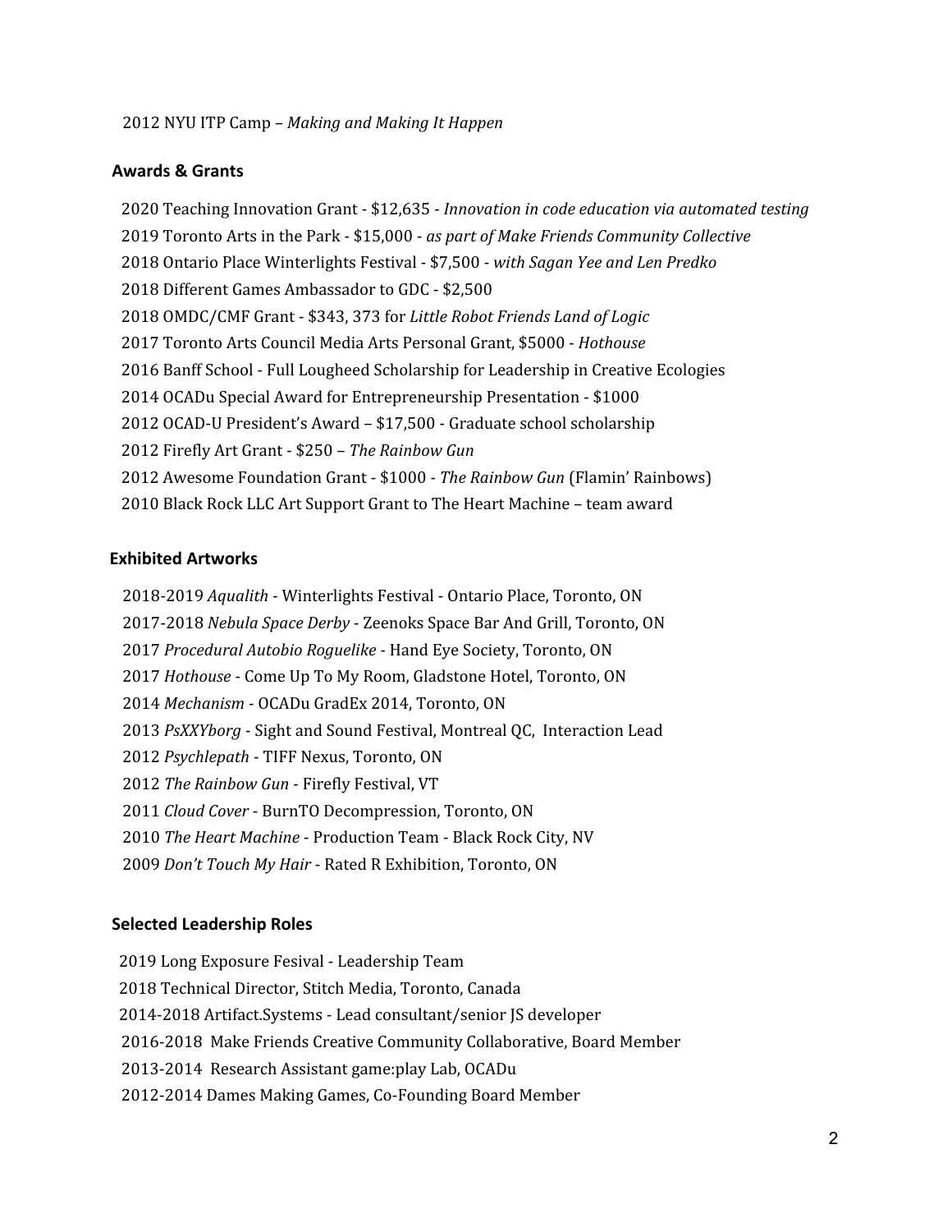2012 NYU ITP Camp – *Making and Making It Happen*

## Awards & Grants

2020 Teaching Innovation Grant - $12,635 - *Innovation in code education via automated testing*
2019 Toronto Arts in the Park - $15,000 - *as part of Make Friends Community Collective*
2018 Ontario Place Winterlights Festival - $7,500 - *with Sagan Yee and Len Predko*
2018 Different Games Ambassador to GDC - $2,500
2018 OMDC/CMF Grant - $343, 373 for *Little Robot Friends Land of Logic*
2017 Toronto Arts Council Media Arts Personal Grant, $5000 - *Hothouse*
2016 Banff School - Full Lougheed Scholarship for Leadership in Creative Ecologies
2014 OCADu Special Award for Entrepreneurship Presentation - $1000
2012 OCAD-U President's Award – $17,500 - Graduate school scholarship
2012 Firefly Art Grant - $250 – *The Rainbow Gun*
2012 Awesome Foundation Grant - $1000 - *The Rainbow Gun* (Flamin' Rainbows)
2010 Black Rock LLC Art Support Grant to The Heart Machine – team award

## Exhibited Artworks

2018-2019 *Aqualith* - Winterlights Festival - Ontario Place, Toronto, ON
2017-2018 *Nebula Space Derby* - Zeenoks Space Bar And Grill, Toronto, ON
2017 *Procedural Autobio Roguelike* - Hand Eye Society, Toronto, ON
2017 *Hothouse* - Come Up To My Room, Gladstone Hotel, Toronto, ON
2014 *Mechanism* - OCADu GradEx 2014, Toronto, ON
2013 *PsXXYborg* - Sight and Sound Festival, Montreal QC, Interaction Lead
2012 *Psychlepath* - TIFF Nexus, Toronto, ON
2012 *The Rainbow Gun* - Firefly Festival, VT
2011 *Cloud Cover* - BurnTO Decompression, Toronto, ON
2010 *The Heart Machine* - Production Team - Black Rock City, NV
2009 *Don't Touch My Hair* - Rated R Exhibition, Toronto, ON

## Selected Leadership Roles

2019 Long Exposure Fesival - Leadership Team
2018 Technical Director, Stitch Media, Toronto, Canada
2014-2018 Artifact.Systems - Lead consultant/senior JS developer
2016-2018 Make Friends Creative Community Collaborative, Board Member
2013-2014 Research Assistant game:play Lab, OCADu
2012-2014 Dames Making Games, Co-Founding Board Member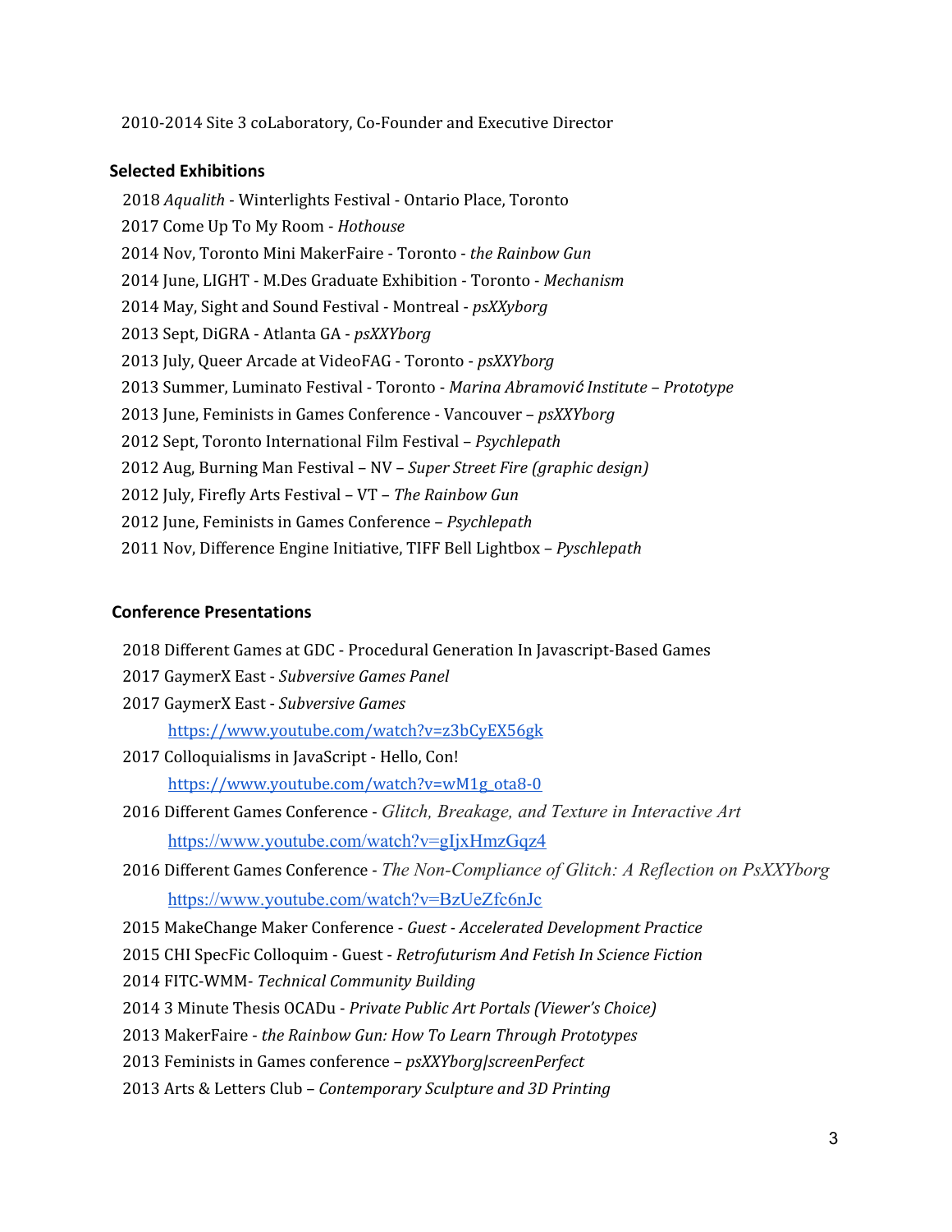2010-2014 Site 3 coLaboratory, Co-Founder and Executive Director

### Selected Exhibitions

2018 *Aqualith* - Winterlights Festival - Ontario Place, Toronto

2017 Come Up To My Room - *Hothouse*

2014 Nov, Toronto Mini MakerFaire - Toronto - *the Rainbow Gun*

2014 June, LIGHT - M.Des Graduate Exhibition - Toronto - *Mechanism*

2014 May, Sight and Sound Festival - Montreal - *psXXyborg*

2013 Sept, DiGRA - Atlanta GA - *psXXYborg*

2013 July, Queer Arcade at VideoFAG - Toronto - *psXXYborg*

2013 Summer, Luminato Festival - Toronto - *Marina Abramović Institute – Prototype*

2013 June, Feminists in Games Conference - Vancouver – *psXXYborg*

2012 Sept, Toronto International Film Festival – *Psychlepath*

2012 Aug, Burning Man Festival – NV – *Super Street Fire (graphic design)*

2012 July, Firefly Arts Festival – VT – *The Rainbow Gun*

2012 June, Feminists in Games Conference – *Psychlepath*

2011 Nov, Difference Engine Initiative, TIFF Bell Lightbox – *Pyschlepath*

### Conference Presentations

2018 Different Games at GDC - Procedural Generation In Javascript-Based Games

2017 GaymerX East - *Subversive Games Panel*

2017 GaymerX East - *Subversive Games*

https://www.youtube.com/watch?v=z3bCyEX56gk

2017 Colloquialisms in JavaScript - Hello, Con!

https://www.youtube.com/watch?v=wM1g_ota8-0

2016 Different Games Conference - *Glitch, Breakage, and Texture in Interactive Art*

https://www.youtube.com/watch?v=gIjxHmzGqz4

2016 Different Games Conference - *The Non-Compliance of Glitch: A Reflection on PsXXYborg*

https://www.youtube.com/watch?v=BzUeZfc6nJc

2015 MakeChange Maker Conference - *Guest - Accelerated Development Practice*

2015 CHI SpecFic Colloquim - Guest - *Retrofuturism And Fetish In Science Fiction*

2014 FITC-WMM- *Technical Community Building*

2014 3 Minute Thesis OCADu - *Private Public Art Portals (Viewer's Choice)*

2013 MakerFaire - *the Rainbow Gun: How To Learn Through Prototypes*

2013 Feminists in Games conference – *psXXYborg|screenPerfect*

2013 Arts & Letters Club – *Contemporary Sculpture and 3D Printing*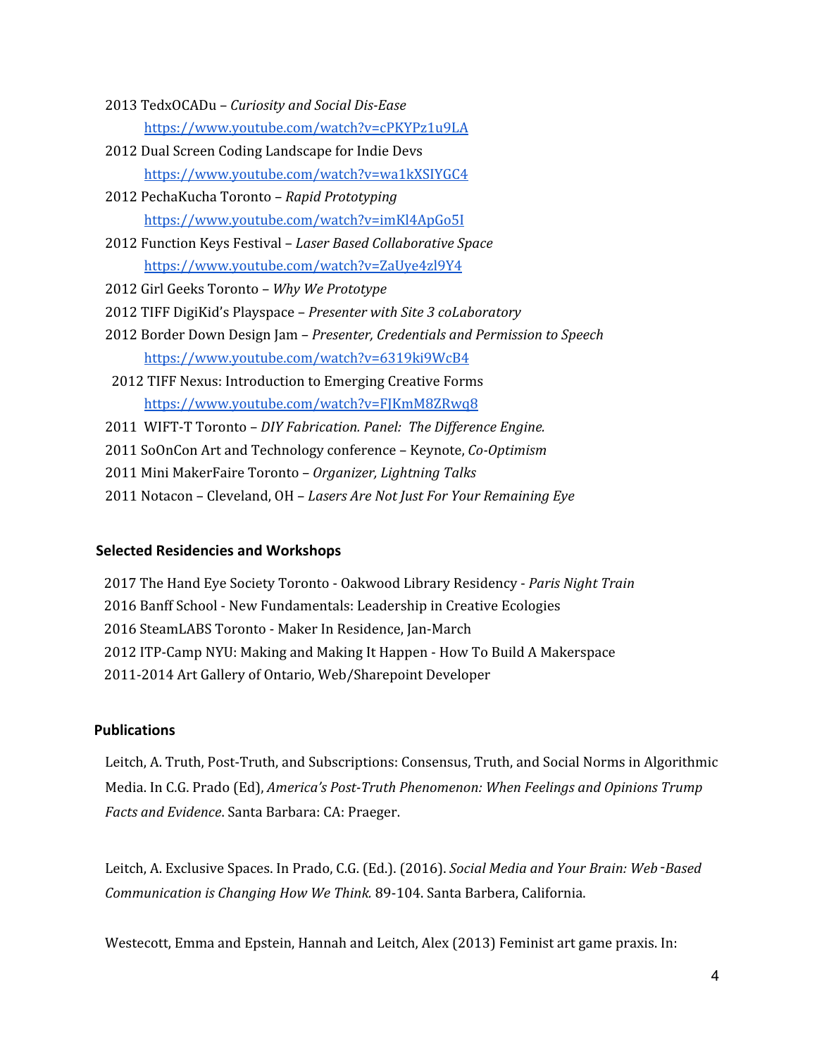2013 TedxOCADu – *Curiosity and Social Dis-Ease*
https://www.youtube.com/watch?v=cPKYPz1u9LA

2012 Dual Screen Coding Landscape for Indie Devs
https://www.youtube.com/watch?v=wa1kXSIYGC4

2012 PechaKucha Toronto – *Rapid Prototyping*
https://www.youtube.com/watch?v=imKl4ApGo5I

2012 Function Keys Festival – *Laser Based Collaborative Space*
https://www.youtube.com/watch?v=ZaUye4zl9Y4

2012 Girl Geeks Toronto – *Why We Prototype*

2012 TIFF DigiKid's Playspace – *Presenter with Site 3 coLaboratory*

2012 Border Down Design Jam – *Presenter, Credentials and Permission to Speech*
https://www.youtube.com/watch?v=6319ki9WcB4

2012 TIFF Nexus: Introduction to Emerging Creative Forms
https://www.youtube.com/watch?v=FJKmM8ZRwq8

2011 WIFT-T Toronto – *DIY Fabrication. Panel: The Difference Engine.*

2011 SoOnCon Art and Technology conference – Keynote, *Co-Optimism*

2011 Mini MakerFaire Toronto – *Organizer, Lightning Talks*

2011 Notacon – Cleveland, OH – *Lasers Are Not Just For Your Remaining Eye*

**Selected Residencies and Workshops**

2017 The Hand Eye Society Toronto - Oakwood Library Residency - *Paris Night Train*

2016 Banff School - New Fundamentals: Leadership in Creative Ecologies

2016 SteamLABS Toronto - Maker In Residence, Jan-March

2012 ITP-Camp NYU: Making and Making It Happen - How To Build A Makerspace

2011-2014 Art Gallery of Ontario, Web/Sharepoint Developer

**Publications**

Leitch, A. Truth, Post-Truth, and Subscriptions: Consensus, Truth, and Social Norms in Algorithmic Media. In C.G. Prado (Ed), *America's Post-Truth Phenomenon: When Feelings and Opinions Trump Facts and Evidence*. Santa Barbara: CA: Praeger.

Leitch, A. Exclusive Spaces. In Prado, C.G. (Ed.). (2016). *Social Media and Your Brain: Web-Based Communication is Changing How We Think.* 89-104. Santa Barbera, California.

Westecott, Emma and Epstein, Hannah and Leitch, Alex (2013) Feminist art game praxis. In: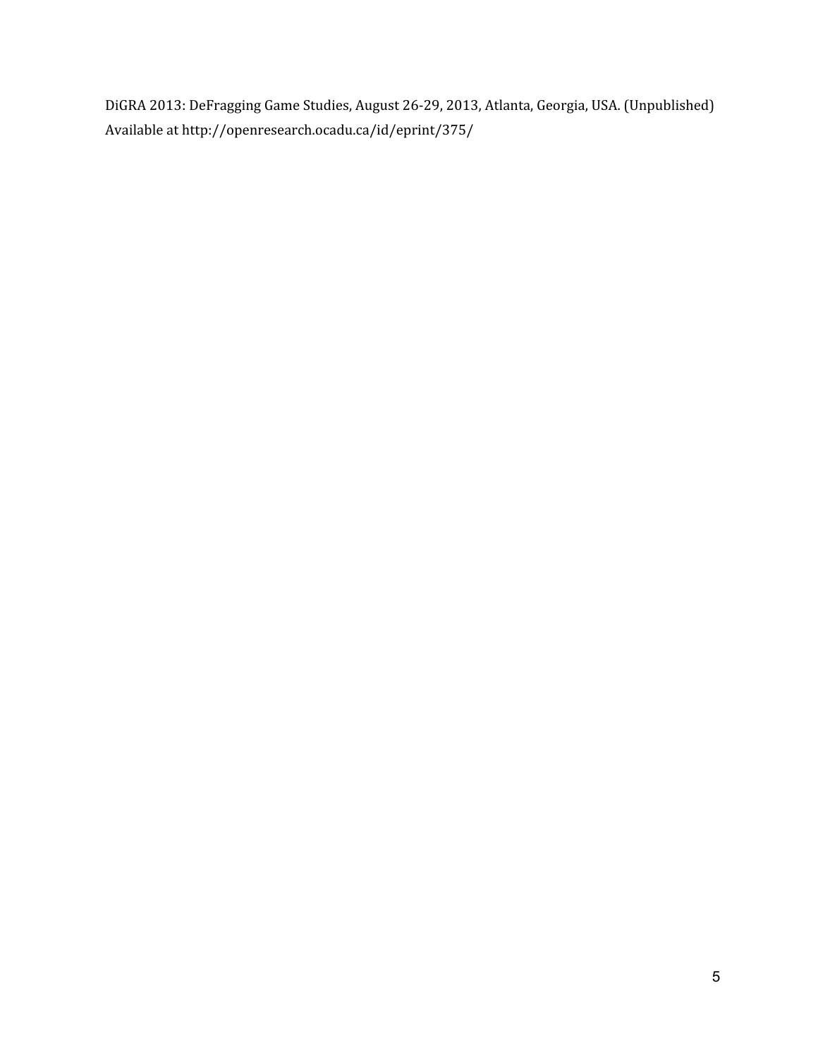DiGRA 2013: DeFragging Game Studies, August 26-29, 2013, Atlanta, Georgia, USA. (Unpublished)
Available at http://openresearch.ocadu.ca/id/eprint/375/